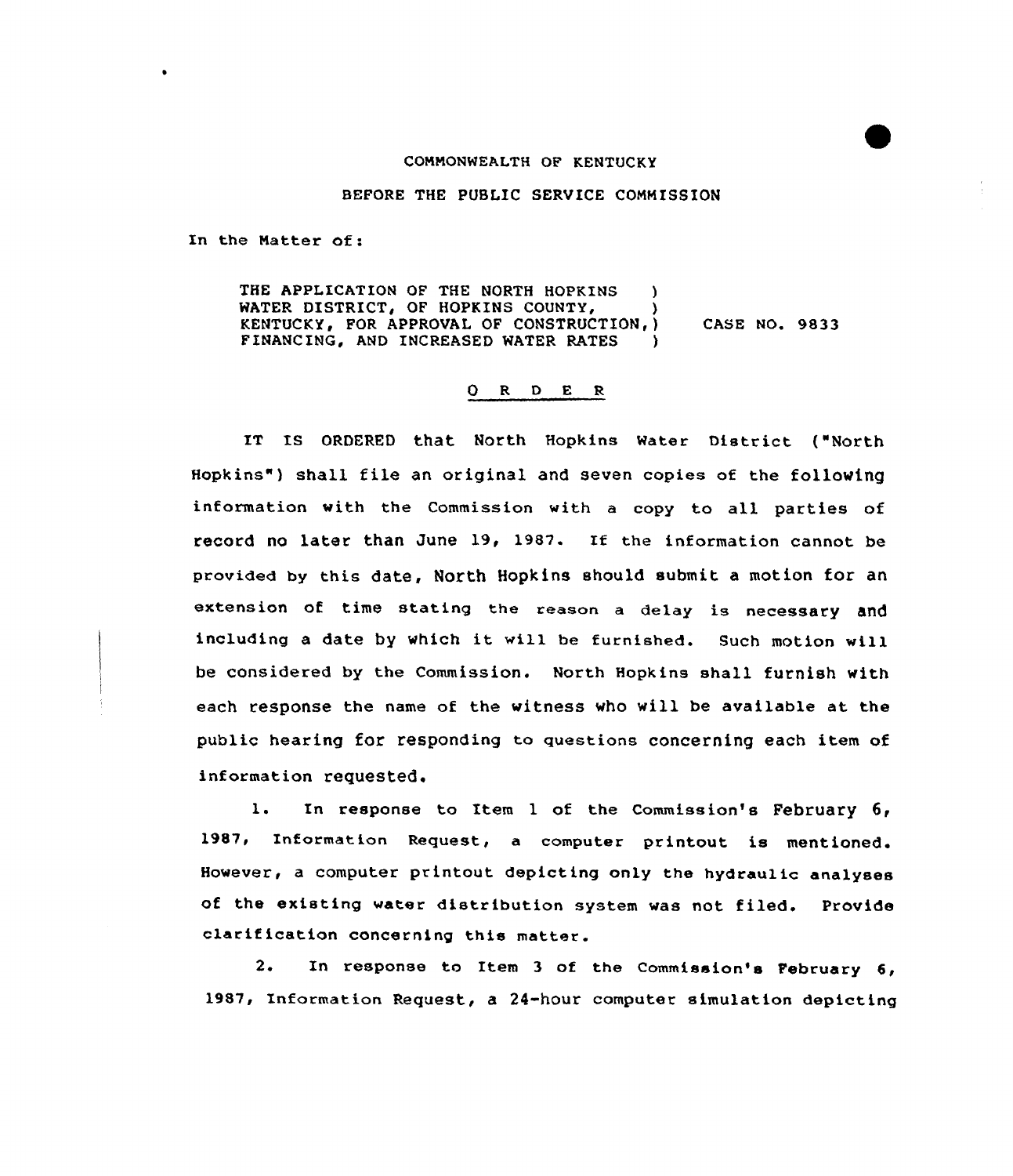COMMONWEALTH OF KENTUCKY

BEFORE THE PUBLIC SERVICE COMMISSION

In the Matter of:

THE APPLICATION OF THE NORTH HOPKINS WATER DISTRICT, OF HOPKINS COUNTY, KENTUCKY, FOR APPROVAL OF CONSTRUCTION, FINANCING, AND INCREASED WATER RATES ) CASE NO. 9833

## O R D E R

IT IS ORDERED that North Hopkins Water District ("North Hopkins") shall file an original and seven copies of the following information with the Commission with a copy to all parties of record no later than June 19, 1987. If the information cannot be provided by this date, North Hopkins should submit a motion for an extension of time stating the reason a delay is necessary and including a date by which it will be furnished. Such motion will be considered by the Commission. North Hopkins shall furnish with each response the name of the witness who will be available at the public hearing for responding to questions concerning each item of information requested.

1. In response to Item 1 of the Commission's February 6, 1987, Information Request, a computer printout is mentioned. However, a computer printout depicting only the hydraulic analyses of the existing water distribution system was not filed. Provide clarification concerning this matter.

2. In response to Item 3 of the Commission's February 6, 1987, Information Request, a 24-hour computer simulation depicting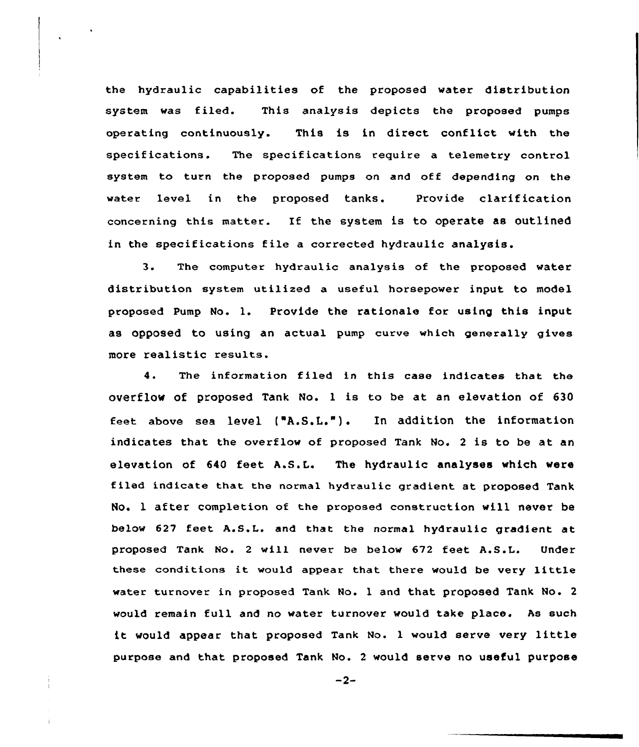the hydraulic capabilities of the proposed water distribution system was filed. This analysis depicts the proposed pumps operating continuously. This is in direct conflict with the specifications. The specifications require a telemetry control system to turn the proposed pumps on and off depending on the water level in the proposed tanks. Provide clarification concerning this matter. If the system is to operate as outlined in the specifications file a corrected hydraulic analysis.

3. The computer hydraulic analysis of the proposed water distribution system utilized a useful horsepower input to model proposed Pump No. 1. Provide the rationale for using this input as opposed to using an actual pump curve which generally gives more realistic results.

4. The information filed in this case indicates that the overflow of proposed Tank No. 1 is to be at an elevation of 630 feet above sea level ("A.S.L."). In addition the information indicates that the overflow of proposed Tank No. 2 is to be at an elevation of 640 feet A.S.L. The hydraulic analyses which were filed indicate that the normal hydraulic gradient at proposed Tank No. 1 after completion of the proposed construction will never be below 627 feet A.S.L. and that the normal hydraulic gradient at proposed Tank No. 2 will never be below 672 feet A.S.L. Under these conditions it would appear that there would be very little water turnover in proposed Tank No. 1 and that proposed Tank No. 2 would remain full and no water turnover would take place. As such it would appear that proposed Tank No. 1 would serve very little purpose and that proposed Tank No. 2 would serve no useful purpose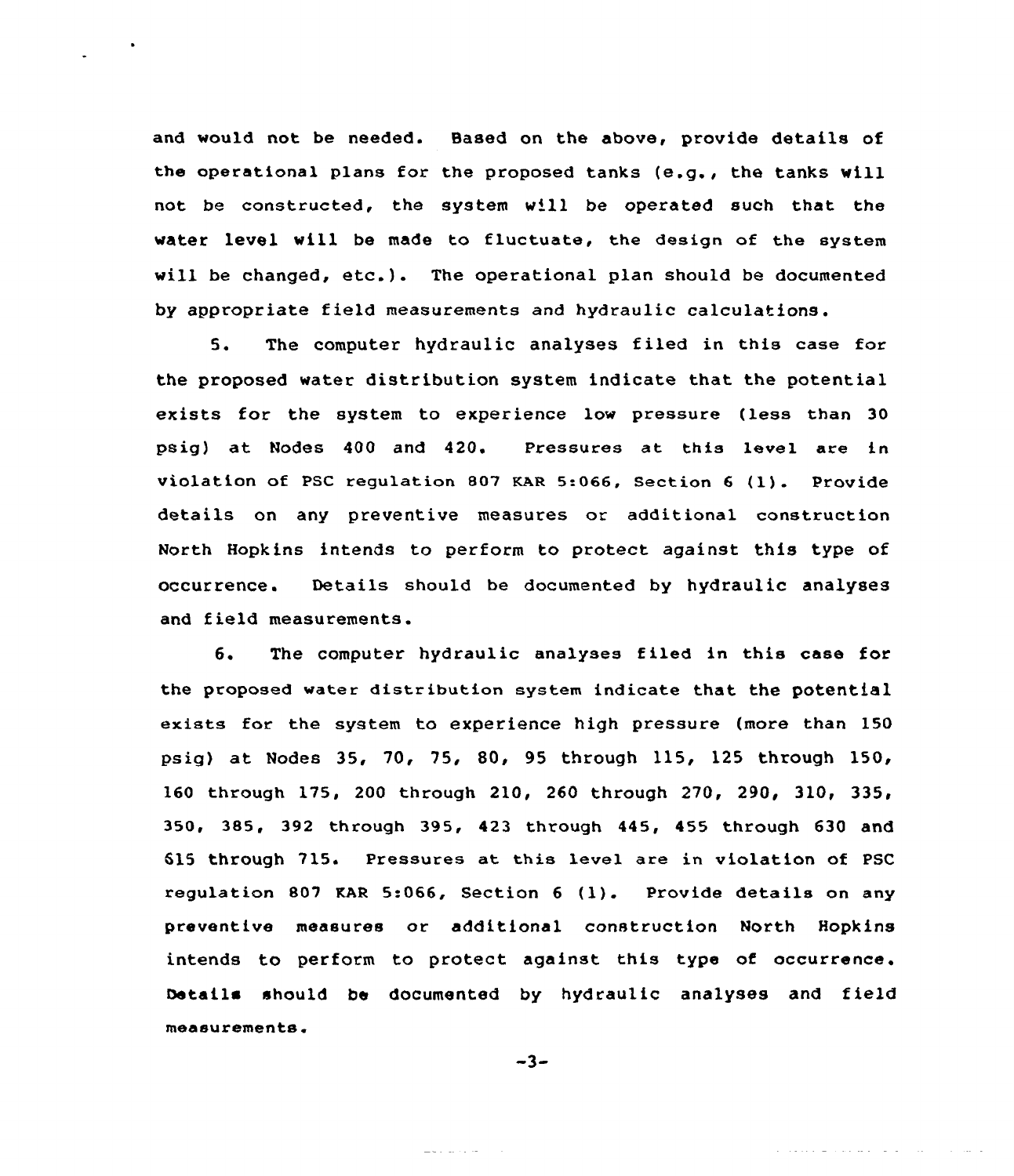and would not be needed. Based on the above, provide details of the operational plans for the proposed tanks (e.g., the tanks will not be constructed, the system will be operated such that the water level will be made to fluctuate, the design of the system will be changed, etc.). The operational plan should be documented by appropriate field measurements and hydraulic calculations.

5. The computer hydraulic analyses filed in this case for the proposed water distribution system indicate that the potential exists for the system to experience low pressure (less than 30 psig) at Nodes 400 and 420. Pressures at this level are in violation of PSC regulation 807 KAR 5:066, Section 6 (1). Provide details on any preventive measures or additional construction North Hopkins intends to perform to protect against this type of occurrence. Details should be documented by hydraulic analyses and field measurements.

6. The computer hydraulic analyses filed in this case for the proposed water distribution system indicate that the potential exists for the system to experience high pressure (more than 150 psig) at Nodes 35, 70, 75, 80, 95 through 115, 125 through 150, 160 through 175, 200 through 210, 260 through 270, 290, 310, 335, 350, 385, 392 through 395, 423 through 445, 455 through 630 and 615 through 715. Pressures at this level are in violation of PSC regulation 807 KAR 5:066, Section 6 (1). Provide details on any preventive measures or additional construction North Hopkins intends to perform to protect against this type of occurrence. Details should be documented by hydraulic analyses and field measurements.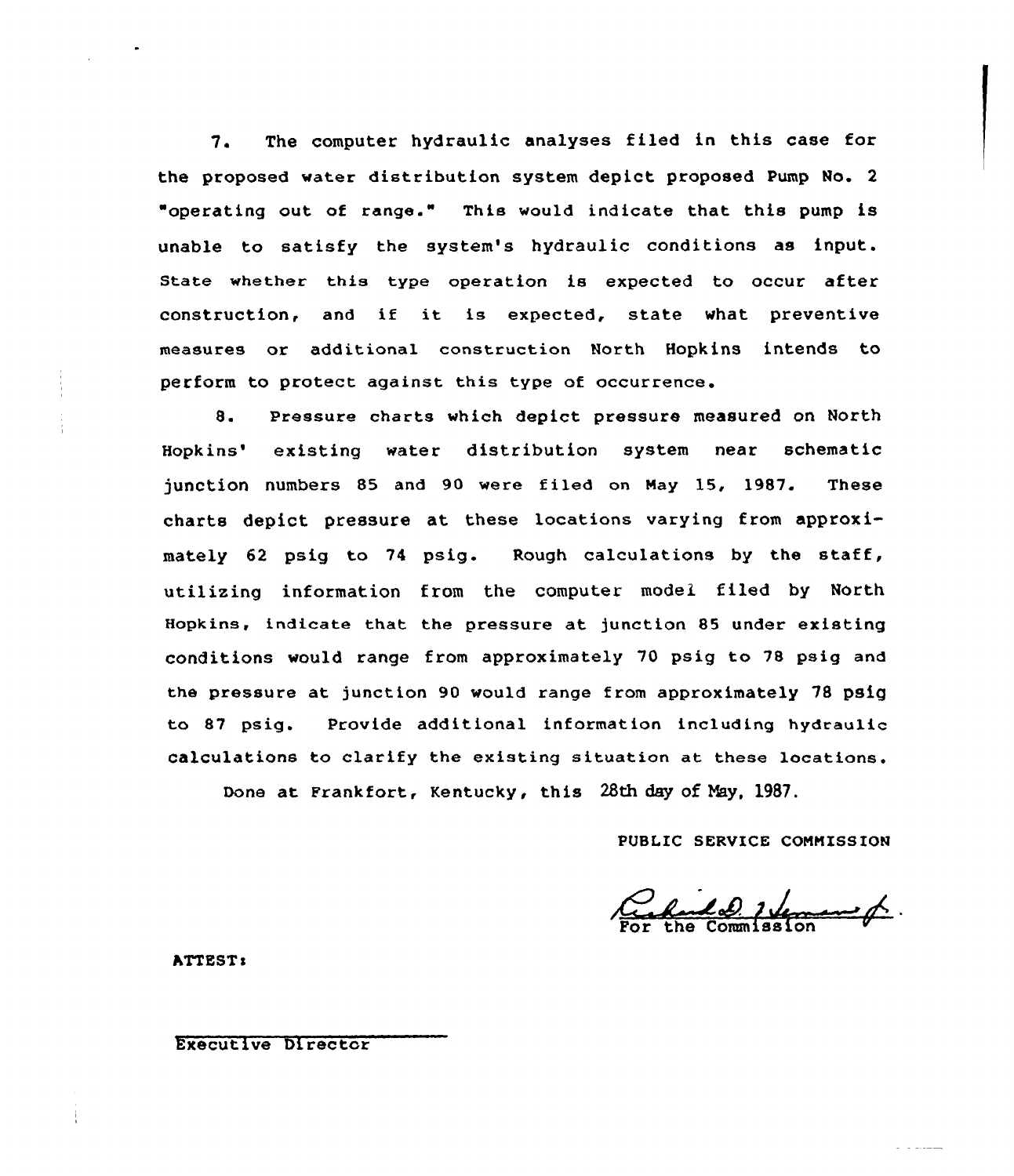7. The computer hydraulic analyses filed in this case for the proposed water distribution system depict proposed Pump No. 2 "operating out of range." This would indicate that this pump is unable to satisfy the system's hydraulic conditions as input. State whether this type operation is expected to occur after construction, and if it is expected, state what preventive measures or additional construction North Hopkins intends to perform to protect against this type of occurrence.

8. Pressure charts which depict pressure measured on North Hopkins' existing water distribution system near schematic junction numbers 85 and 90 were filed on May 15, 1987. These charts depict pressure at these locations varying from approximately 62 psig to 74 psig. Rough calculations by the staff, utilizing information from the computer model filed by North Hopkins, indicate that the pressure at junction 85 under existing conditions would range from approximately 70 psig to 78 psig and the pressure at junction 90 would range from approximately 78 psig to 87 psig. Provide additional information including hydraulic calculations to clarify the existing situation at these locations.

Done at Frankfort, Kentucky, this 28th day of May, 1987.

PUBLIC SERVICE COMMISSION

For the Commission

ATTEST:

Executive Director